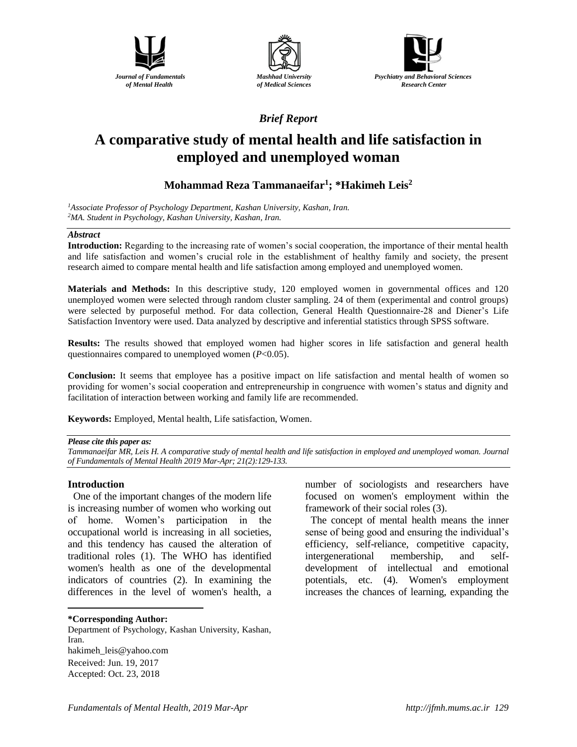Journal of Fundamentals of Mental Health

Mashhad University of Medical Sciences

Psychiatry and Behavioral Sciences Research Center

*Brief Report*

# A comparative study of mental health and life satisfaction in employed and unemployed woman

**Mohammad Reza Tammanaeifar[1]; *Hakimeh Leis[2]**

*[1]Associate Professor of Psychology Department, Kashan University, Kashan, Iran.*
*[2]MA. Student in Psychology, Kashan University, Kashan, Iran.*

***Abstract***

**Introduction:** Regarding to the increasing rate of women's social cooperation, the importance of their mental health and life satisfaction and women's crucial role in the establishment of healthy family and society, the present research aimed to compare mental health and life satisfaction among employed and unemployed women.

**Materials and Methods:** In this descriptive study, 120 employed women in governmental offices and 120 unemployed women were selected through random cluster sampling. 24 of them (experimental and control groups) were selected by purposeful method. For data collection, General Health Questionnaire-28 and Diener's Life Satisfaction Inventory were used. Data analyzed by descriptive and inferential statistics through SPSS software.

**Results:** The results showed that employed women had higher scores in life satisfaction and general health questionnaires compared to unemployed women ($P<0.05$).

**Conclusion:** It seems that employee has a positive impact on life satisfaction and mental health of women so providing for women's social cooperation and entrepreneurship in congruence with women's status and dignity and facilitation of interaction between working and family life are recommended.

**Keywords:** Employed, Mental health, Life satisfaction, Women.

***Please cite this paper as:***
*Tammanaeifar MR, Leis H. A comparative study of mental health and life satisfaction in employed and unemployed woman. Journal of Fundamentals of Mental Health 2019 Mar-Apr; 21(2):129-133.*

## Introduction

One of the important changes of the modern life is increasing number of women who working out of home. Women's participation in the occupational world is increasing in all societies, and this tendency has caused the alteration of traditional roles (1). The WHO has identified women's health as one of the developmental indicators of countries (2). In examining the differences in the level of women's health, a number of sociologists and researchers have focused on women's employment within the framework of their social roles (3).

The concept of mental health means the inner sense of being good and ensuring the individual's efficiency, self-reliance, competitive capacity, intergenerational membership, and self-development of intellectual and emotional potentials, etc. (4). Women's employment increases the chances of learning, expanding the

**\*Corresponding Author:**
Department of Psychology, Kashan University, Kashan, Iran.
hakimeh_leis@yahoo.com
Received: Jun. 19, 2017
Accepted: Oct. 23, 2018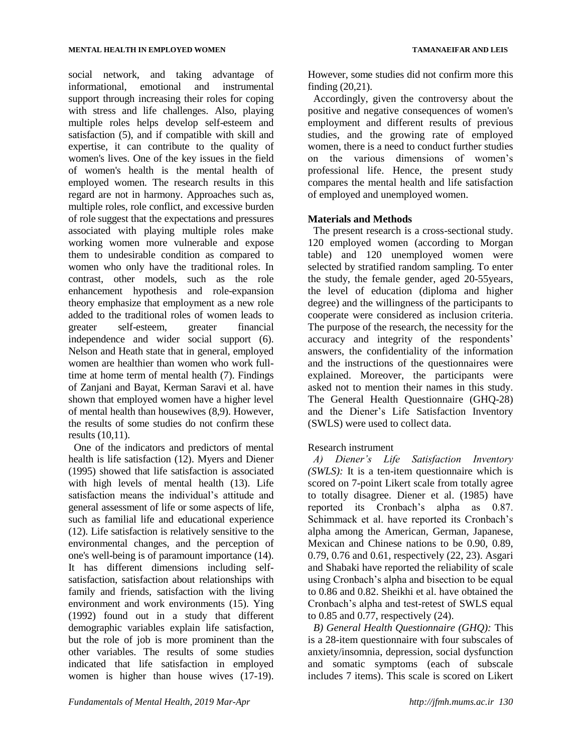social network, and taking advantage of informational, emotional and instrumental support through increasing their roles for coping with stress and life challenges. Also, playing multiple roles helps develop self-esteem and satisfaction (5), and if compatible with skill and expertise, it can contribute to the quality of women's lives. One of the key issues in the field of women's health is the mental health of employed women. The research results in this regard are not in harmony. Approaches such as, multiple roles, role conflict, and excessive burden of role suggest that the expectations and pressures associated with playing multiple roles make working women more vulnerable and expose them to undesirable condition as compared to women who only have the traditional roles. In contrast, other models, such as the role enhancement hypothesis and role-expansion theory emphasize that employment as a new role added to the traditional roles of women leads to greater self-esteem, greater financial independence and wider social support (6). Nelson and Heath state that in general, employed women are healthier than women who work full-time at home term of mental health (7). Findings of Zanjani and Bayat, Kerman Saravi et al. have shown that employed women have a higher level of mental health than housewives (8,9). However, the results of some studies do not confirm these results (10,11).

One of the indicators and predictors of mental health is life satisfaction (12). Myers and Diener (1995) showed that life satisfaction is associated with high levels of mental health (13). Life satisfaction means the individual's attitude and general assessment of life or some aspects of life, such as familial life and educational experience (12). Life satisfaction is relatively sensitive to the environmental changes, and the perception of one's well-being is of paramount importance (14). It has different dimensions including self-satisfaction, satisfaction about relationships with family and friends, satisfaction with the living environment and work environments (15). Ying (1992) found out in a study that different demographic variables explain life satisfaction, but the role of job is more prominent than the other variables. The results of some studies indicated that life satisfaction in employed women is higher than house wives (17-19). However, some studies did not confirm more this finding (20,21).

Accordingly, given the controversy about the positive and negative consequences of women's employment and different results of previous studies, and the growing rate of employed women, there is a need to conduct further studies on the various dimensions of women's professional life. Hence, the present study compares the mental health and life satisfaction of employed and unemployed women.

## Materials and Methods

The present research is a cross-sectional study. 120 employed women (according to Morgan table) and 120 unemployed women were selected by stratified random sampling. To enter the study, the female gender, aged 20-55years, the level of education (diploma and higher degree) and the willingness of the participants to cooperate were considered as inclusion criteria. The purpose of the research, the necessity for the accuracy and integrity of the respondents' answers, the confidentiality of the information and the instructions of the questionnaires were explained. Moreover, the participants were asked not to mention their names in this study. The General Health Questionnaire (GHQ-28) and the Diener's Life Satisfaction Inventory (SWLS) were used to collect data.

### Research instrument

*A) Diener's Life Satisfaction Inventory (SWLS):* It is a ten-item questionnaire which is scored on 7-point Likert scale from totally agree to totally disagree. Diener et al. (1985) have reported its Cronbach's alpha as 0.87. Schimmack et al. have reported its Cronbach's alpha among the American, German, Japanese, Mexican and Chinese nations to be 0.90, 0.89, 0.79, 0.76 and 0.61, respectively (22, 23). Asgari and Shabaki have reported the reliability of scale using Cronbach's alpha and bisection to be equal to 0.86 and 0.82. Sheikhi et al. have obtained the Cronbach's alpha and test-retest of SWLS equal to 0.85 and 0.77, respectively (24).

*B) General Health Questionnaire (GHQ):* This is a 28-item questionnaire with four subscales of anxiety/insomnia, depression, social dysfunction and somatic symptoms (each of subscale includes 7 items). This scale is scored on Likert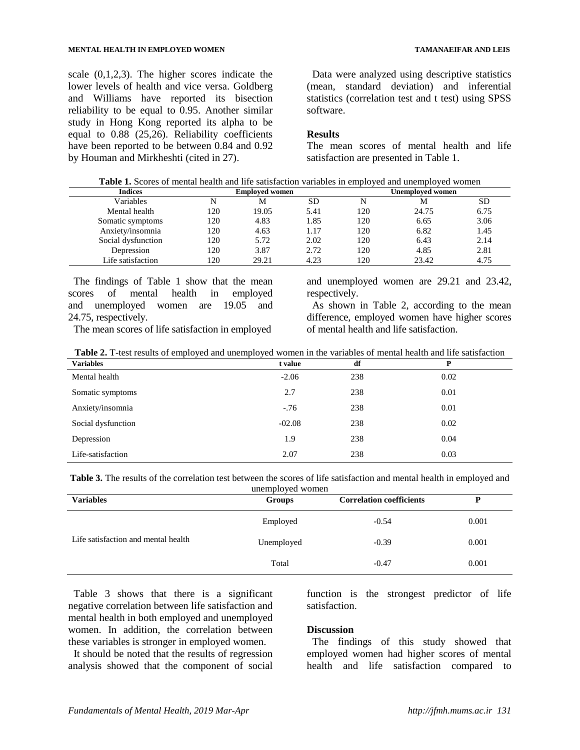scale (0,1,2,3). The higher scores indicate the lower levels of health and vice versa. Goldberg and Williams have reported its bisection reliability to be equal to 0.95. Another similar study in Hong Kong reported its alpha to be equal to 0.88 (25,26). Reliability coefficients have been reported to be between 0.84 and 0.92 by Houman and Mirkheshti (cited in 27).

Data were analyzed using descriptive statistics (mean, standard deviation) and inferential statistics (correlation test and t test) using SPSS software.

## Results

The mean scores of mental health and life satisfaction are presented in Table 1.

**Table 1.** Scores of mental health and life satisfaction variables in employed and unemployed women

| Indices | Employed women | | | Unemployed women | | |
|---|---|---|---|---|---|---|
| Variables | N | M | SD | N | M | SD |
| Mental health | 120 | 19.05 | 5.41 | 120 | 24.75 | 6.75 |
| Somatic symptoms | 120 | 4.83 | 1.85 | 120 | 6.65 | 3.06 |
| Anxiety/insomnia | 120 | 4.63 | 1.17 | 120 | 6.82 | 1.45 |
| Social dysfunction | 120 | 5.72 | 2.02 | 120 | 6.43 | 2.14 |
| Depression | 120 | 3.87 | 2.72 | 120 | 4.85 | 2.81 |
| Life satisfaction | 120 | 29.21 | 4.23 | 120 | 23.42 | 4.75 |

The findings of Table 1 show that the mean scores of mental health in employed and unemployed women are 19.05 and 24.75, respectively.

The mean scores of life satisfaction in employed and unemployed women are 29.21 and 23.42, respectively.

As shown in Table 2, according to the mean difference, employed women have higher scores of mental health and life satisfaction.

**Table 2.** T-test results of employed and unemployed women in the variables of mental health and life satisfaction

| Variables | t value | df | P |
|---|---|---|---|
| Mental health | -2.06 | 238 | 0.02 |
| Somatic symptoms | 2.7 | 238 | 0.01 |
| Anxiety/insomnia | -.76 | 238 | 0.01 |
| Social dysfunction | -02.08 | 238 | 0.02 |
| Depression | 1.9 | 238 | 0.04 |
| Life-satisfaction | 2.07 | 238 | 0.03 |

**Table 3.** The results of the correlation test between the scores of life satisfaction and mental health in employed and unemployed women

| Variables | Groups | Correlation coefficients | P |
|---|---|---|---|
| Life satisfaction and mental health | Employed | -0.54 | 0.001 |
| | Unemployed | -0.39 | 0.001 |
| | Total | -0.47 | 0.001 |

Table 3 shows that there is a significant negative correlation between life satisfaction and mental health in both employed and unemployed women. In addition, the correlation between these variables is stronger in employed women.

It should be noted that the results of regression analysis showed that the component of social function is the strongest predictor of life satisfaction.

## Discussion

The findings of this study showed that employed women had higher scores of mental health and life satisfaction compared to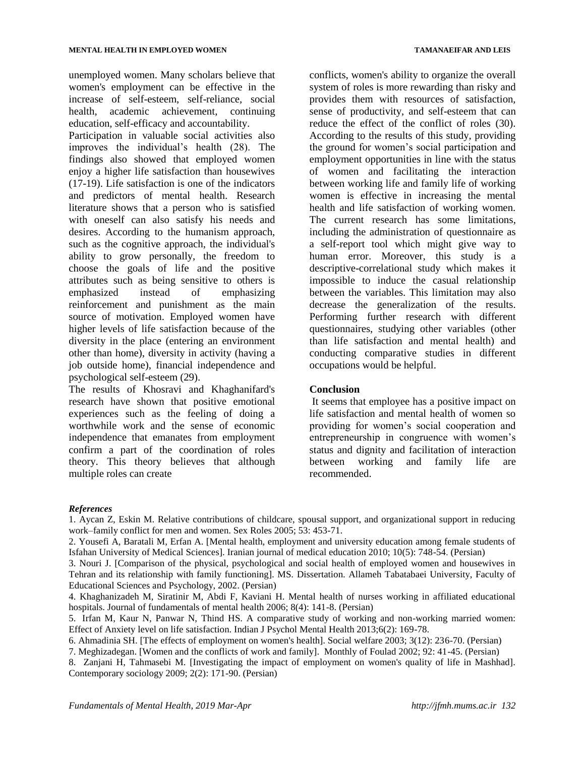unemployed women. Many scholars believe that women's employment can be effective in the increase of self-esteem, self-reliance, social health, academic achievement, continuing education, self-efficacy and accountability.

Participation in valuable social activities also improves the individual's health (28). The findings also showed that employed women enjoy a higher life satisfaction than housewives (17-19). Life satisfaction is one of the indicators and predictors of mental health. Research literature shows that a person who is satisfied with oneself can also satisfy his needs and desires. According to the humanism approach, such as the cognitive approach, the individual's ability to grow personally, the freedom to choose the goals of life and the positive attributes such as being sensitive to others is emphasized instead of emphasizing reinforcement and punishment as the main source of motivation. Employed women have higher levels of life satisfaction because of the diversity in the place (entering an environment other than home), diversity in activity (having a job outside home), financial independence and psychological self-esteem (29).

The results of Khosravi and Khaghanifard's research have shown that positive emotional experiences such as the feeling of doing a worthwhile work and the sense of economic independence that emanates from employment confirm a part of the coordination of roles theory. This theory believes that although multiple roles can create conflicts, women's ability to organize the overall system of roles is more rewarding than risky and provides them with resources of satisfaction, sense of productivity, and self-esteem that can reduce the effect of the conflict of roles (30). According to the results of this study, providing the ground for women's social participation and employment opportunities in line with the status of women and facilitating the interaction between working life and family life of working women is effective in increasing the mental health and life satisfaction of working women. The current research has some limitations, including the administration of questionnaire as a self-report tool which might give way to human error. Moreover, this study is a descriptive-correlational study which makes it impossible to induce the casual relationship between the variables. This limitation may also decrease the generalization of the results. Performing further research with different questionnaires, studying other variables (other than life satisfaction and mental health) and conducting comparative studies in different occupations would be helpful.

## Conclusion

It seems that employee has a positive impact on life satisfaction and mental health of women so providing for women's social cooperation and entrepreneurship in congruence with women's status and dignity and facilitation of interaction between working and family life are recommended.

### *References*

1. Aycan Z, Eskin M. Relative contributions of childcare, spousal support, and organizational support in reducing work–family conflict for men and women. Sex Roles 2005; 53: 453-71.
2. Yousefi A, Baratali M, Erfan A. [Mental health, employment and university education among female students of Isfahan University of Medical Sciences]. Iranian journal of medical education 2010; 10(5): 748-54. (Persian)
3. Nouri J. [Comparison of the physical, psychological and social health of employed women and housewives in Tehran and its relationship with family functioning]. MS. Dissertation. Allameh Tabatabaei University, Faculty of Educational Sciences and Psychology, 2002. (Persian)
4. Khaghanizadeh M, Siratinir M, Abdi F, Kaviani H. Mental health of nurses working in affiliated educational hospitals. Journal of fundamentals of mental health 2006; 8(4): 141-8. (Persian)
5. Irfan M, Kaur N, Panwar N, Thind HS. A comparative study of working and non-working married women: Effect of Anxiety level on life satisfaction. Indian J Psychol Mental Health 2013;6(2): 169-78.
6. Ahmadinia SH. [The effects of employment on women's health]. Social welfare 2003; 3(12): 236-70. (Persian)
7. Meghizadegan. [Women and the conflicts of work and family]. Monthly of Foulad 2002; 92: 41-45. (Persian)
8. Zanjani H, Tahmasebi M. [Investigating the impact of employment on women's quality of life in Mashhad]. Contemporary sociology 2009; 2(2): 171-90. (Persian)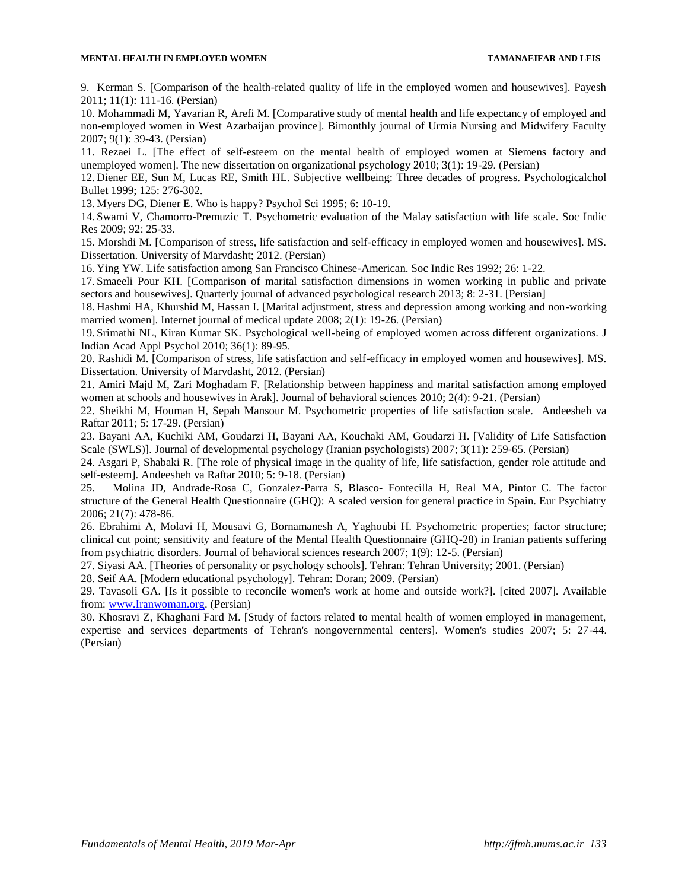9. Kerman S. [Comparison of the health-related quality of life in the employed women and housewives]. Payesh 2011; 11(1): 111-16. (Persian)

10. Mohammadi M, Yavarian R, Arefi M. [Comparative study of mental health and life expectancy of employed and non-employed women in West Azarbaijan province]. Bimonthly journal of Urmia Nursing and Midwifery Faculty 2007; 9(1): 39-43. (Persian)

11. Rezaei L. [The effect of self-esteem on the mental health of employed women at Siemens factory and unemployed women]. The new dissertation on organizational psychology 2010; 3(1): 19-29. (Persian)

12. Diener EE, Sun M, Lucas RE, Smith HL. Subjective wellbeing: Three decades of progress. Psychologicalchol Bullet 1999; 125: 276-302.

13. Myers DG, Diener E. Who is happy? Psychol Sci 1995; 6: 10-19.

14. Swami V, Chamorro-Premuzic T. Psychometric evaluation of the Malay satisfaction with life scale. Soc Indic Res 2009; 92: 25-33.

15. Morshdi M. [Comparison of stress, life satisfaction and self-efficacy in employed women and housewives]. MS. Dissertation. University of Marvdasht; 2012. (Persian)

16. Ying YW. Life satisfaction among San Francisco Chinese-American. Soc Indic Res 1992; 26: 1-22.

17. Smaeeli Pour KH. [Comparison of marital satisfaction dimensions in women working in public and private sectors and housewives]. Quarterly journal of advanced psychological research 2013; 8: 2-31. [Persian]

18. Hashmi HA, Khurshid M, Hassan I. [Marital adjustment, stress and depression among working and non-working married women]. Internet journal of medical update 2008; 2(1): 19-26. (Persian)

19. Srimathi NL, Kiran Kumar SK. Psychological well-being of employed women across different organizations. J Indian Acad Appl Psychol 2010; 36(1): 89-95.

20. Rashidi M. [Comparison of stress, life satisfaction and self-efficacy in employed women and housewives]. MS. Dissertation. University of Marvdasht, 2012. (Persian)

21. Amiri Majd M, Zari Moghadam F. [Relationship between happiness and marital satisfaction among employed women at schools and housewives in Arak]. Journal of behavioral sciences 2010; 2(4): 9-21. (Persian)

22. Sheikhi M, Houman H, Sepah Mansour M. Psychometric properties of life satisfaction scale. Andeesheh va Raftar 2011; 5: 17-29. (Persian)

23. Bayani AA, Kuchiki AM, Goudarzi H, Bayani AA, Kouchaki AM, Goudarzi H. [Validity of Life Satisfaction Scale (SWLS)]. Journal of developmental psychology (Iranian psychologists) 2007; 3(11): 259-65. (Persian)

24. Asgari P, Shabaki R. [The role of physical image in the quality of life, life satisfaction, gender role attitude and self-esteem]. Andeesheh va Raftar 2010; 5: 9-18. (Persian)

25. Molina JD, Andrade-Rosa C, Gonzalez-Parra S, Blasco- Fontecilla H, Real MA, Pintor C. The factor structure of the General Health Questionnaire (GHQ): A scaled version for general practice in Spain. Eur Psychiatry 2006; 21(7): 478-86.

26. Ebrahimi A, Molavi H, Mousavi G, Bornamanesh A, Yaghoubi H. Psychometric properties; factor structure; clinical cut point; sensitivity and feature of the Mental Health Questionnaire (GHQ-28) in Iranian patients suffering from psychiatric disorders. Journal of behavioral sciences research 2007; 1(9): 12-5. (Persian)

27. Siyasi AA. [Theories of personality or psychology schools]. Tehran: Tehran University; 2001. (Persian)

28. Seif AA. [Modern educational psychology]. Tehran: Doran; 2009. (Persian)

29. Tavasoli GA. [Is it possible to reconcile women's work at home and outside work?]. [cited 2007]. Available from: www.Iranwoman.org. (Persian)

30. Khosravi Z, Khaghani Fard M. [Study of factors related to mental health of women employed in management, expertise and services departments of Tehran's nongovernmental centers]. Women's studies 2007; 5: 27-44. (Persian)